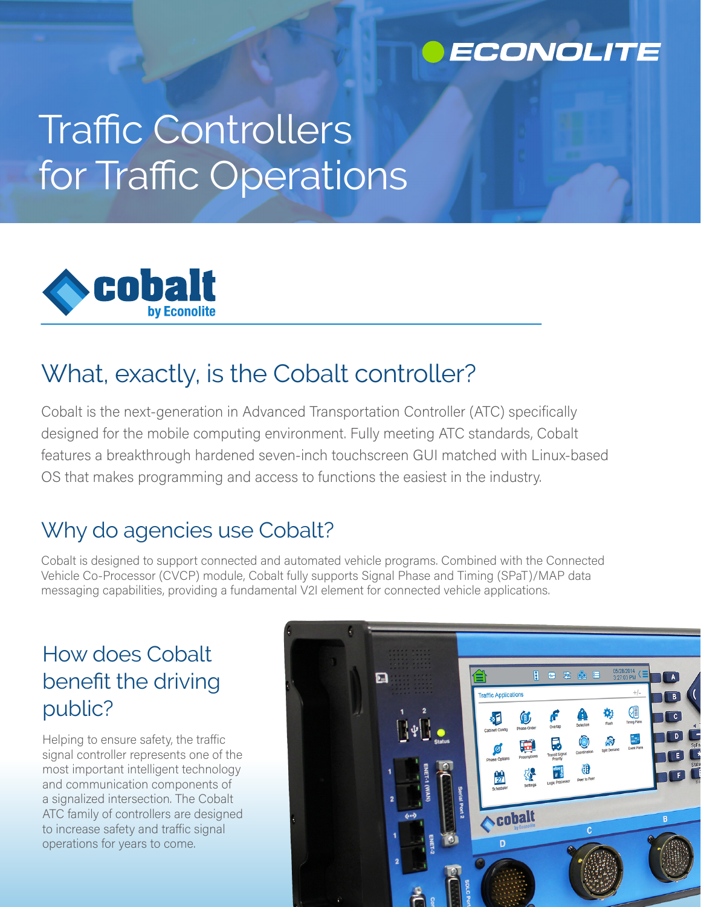ECONOLITE

# Traffic Controllers for Traffic Operations

cobalt by Econolite

## What, exactly, is the Cobalt controller?

Cobalt is the next-generation in Advanced Transportation Controller (ATC) specifically designed for the mobile computing environment. Fully meeting ATC standards, Cobalt features a breakthrough hardened seven-inch touchscreen GUI matched with Linux-based OS that makes programming and access to functions the easiest in the industry.

## Why do agencies use Cobalt?

Cobalt is designed to support connected and automated vehicle programs. Combined with the Connected Vehicle Co-Processor (CVCP) module, Cobalt fully supports Signal Phase and Timing (SPaT)/MAP data messaging capabilities, providing a fundamental V2I element for connected vehicle applications.

## How does Cobalt benefit the driving public?

Helping to ensure safety, the traffic signal controller represents one of the most important intelligent technology and communication components of a signalized intersection. The Cobalt ATC family of controllers are designed to increase safety and traffic signal operations for years to come.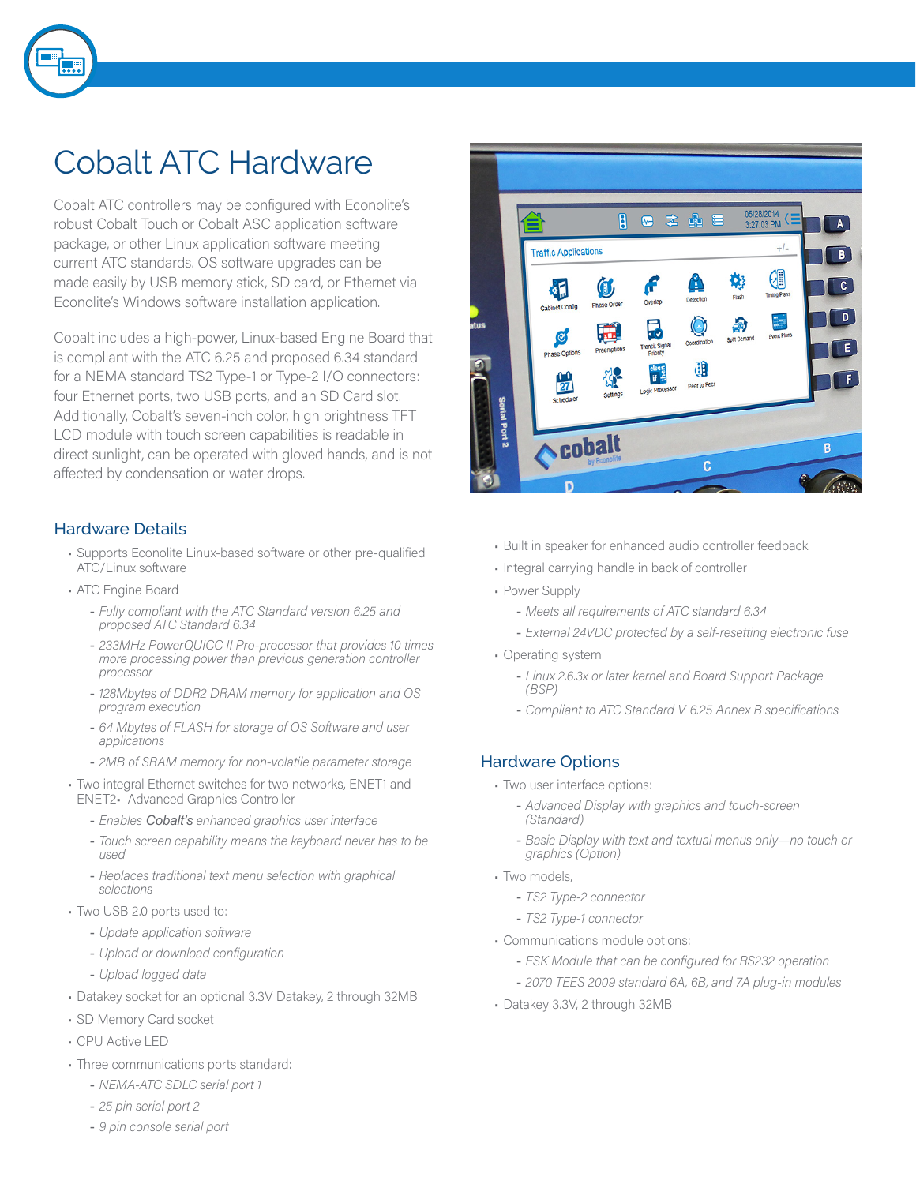# Cobalt ATC Hardware

Cobalt ATC controllers may be configured with Econolite's robust Cobalt Touch or Cobalt ASC application software package, or other Linux application software meeting current ATC standards. OS software upgrades can be made easily by USB memory stick, SD card, or Ethernet via Econolite's Windows software installation application.

Cobalt includes a high-power, Linux-based Engine Board that is compliant with the ATC 6.25 and proposed 6.34 standard for a NEMA standard TS2 Type-1 or Type-2 I/O connectors: four Ethernet ports, two USB ports, and an SD Card slot. Additionally, Cobalt's seven-inch color, high brightness TFT LCD module with touch screen capabilities is readable in direct sunlight, can be operated with gloved hands, and is not affected by condensation or water drops.

## Hardware Details

- Supports Econolite Linux-based software or other pre-qualified ATC/Linux software
- ATC Engine Board
  - *Fully compliant with the ATC Standard version 6.25 and proposed ATC Standard 6.34*
  - *233MHz PowerQUICC II Pro-processor that provides 10 times more processing power than previous generation controller processor*
  - *128Mbytes of DDR2 DRAM memory for application and OS program execution*
  - *64 Mbytes of FLASH for storage of OS Software and user applications*
  - *2MB of SRAM memory for non-volatile parameter storage*
- Two integral Ethernet switches for two networks, ENET1 and ENET2• Advanced Graphics Controller
  - *Enables **Cobalt's** enhanced graphics user interface*
  - *Touch screen capability means the keyboard never has to be used*
  - *Replaces traditional text menu selection with graphical selections*
- Two USB 2.0 ports used to:
  - *Update application software*
  - *Upload or download configuration*
  - *Upload logged data*
- Datakey socket for an optional 3.3V Datakey, 2 through 32MB
- SD Memory Card socket
- CPU Active LED
- Three communications ports standard:
  - *NEMA-ATC SDLC serial port 1*
  - *25 pin serial port 2*
  - *9 pin console serial port*
- Built in speaker for enhanced audio controller feedback
- Integral carrying handle in back of controller
- Power Supply
  - *Meets all requirements of ATC standard 6.34*
  - *External 24VDC protected by a self-resetting electronic fuse*
- Operating system
  - *Linux 2.6.3x or later kernel and Board Support Package (BSP)*
  - *Compliant to ATC Standard V. 6.25 Annex B specifications*

## Hardware Options

- Two user interface options:
  - *Advanced Display with graphics and touch-screen (Standard)*
  - *Basic Display with text and textual menus only—no touch or graphics (Option)*
- Two models,
  - *TS2 Type-2 connector*
  - *TS2 Type-1 connector*
- Communications module options:
  - *FSK Module that can be configured for RS232 operation*
  - *2070 TEES 2009 standard 6A, 6B, and 7A plug-in modules*
- Datakey 3.3V, 2 through 32MB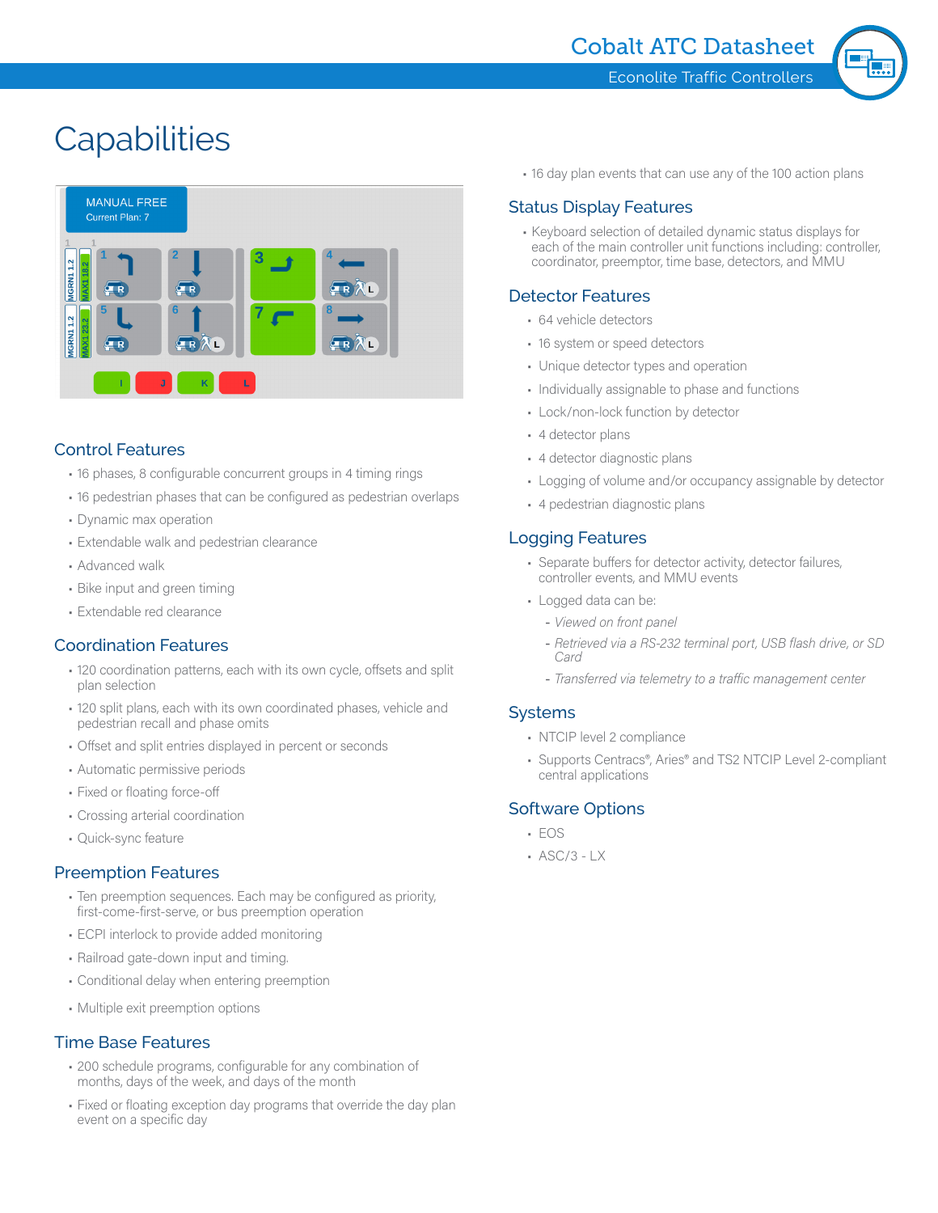# Capabilities

## Control Features

- 16 phases, 8 configurable concurrent groups in 4 timing rings
- 16 pedestrian phases that can be configured as pedestrian overlaps
- Dynamic max operation
- Extendable walk and pedestrian clearance
- Advanced walk
- Bike input and green timing
- Extendable red clearance

## Coordination Features

- 120 coordination patterns, each with its own cycle, offsets and split plan selection
- 120 split plans, each with its own coordinated phases, vehicle and pedestrian recall and phase omits
- Offset and split entries displayed in percent or seconds
- Automatic permissive periods
- Fixed or floating force-off
- Crossing arterial coordination
- Quick-sync feature

## Preemption Features

- Ten preemption sequences. Each may be configured as priority, first-come-first-serve, or bus preemption operation
- ECPI interlock to provide added monitoring
- Railroad gate-down input and timing.
- Conditional delay when entering preemption
- Multiple exit preemption options

## Time Base Features

- 200 schedule programs, configurable for any combination of months, days of the week, and days of the month
- Fixed or floating exception day programs that override the day plan event on a specific day
- 16 day plan events that can use any of the 100 action plans

## Status Display Features

- Keyboard selection of detailed dynamic status displays for each of the main controller unit functions including: controller, coordinator, preemptor, time base, detectors, and MMU

## Detector Features

- 64 vehicle detectors
- 16 system or speed detectors
- Unique detector types and operation
- Individually assignable to phase and functions
- Lock/non-lock function by detector
- 4 detector plans
- 4 detector diagnostic plans
- Logging of volume and/or occupancy assignable by detector
- 4 pedestrian diagnostic plans

## Logging Features

- Separate buffers for detector activity, detector failures, controller events, and MMU events
- Logged data can be:
  - *Viewed on front panel*
  - *Retrieved via a RS-232 terminal port, USB flash drive, or SD Card*
  - *Transferred via telemetry to a traffic management center*

## Systems

- NTCIP level 2 compliance
- Supports Centracs®, Aries® and TS2 NTCIP Level 2-compliant central applications

## Software Options

- EOS
- ASC/3 - LX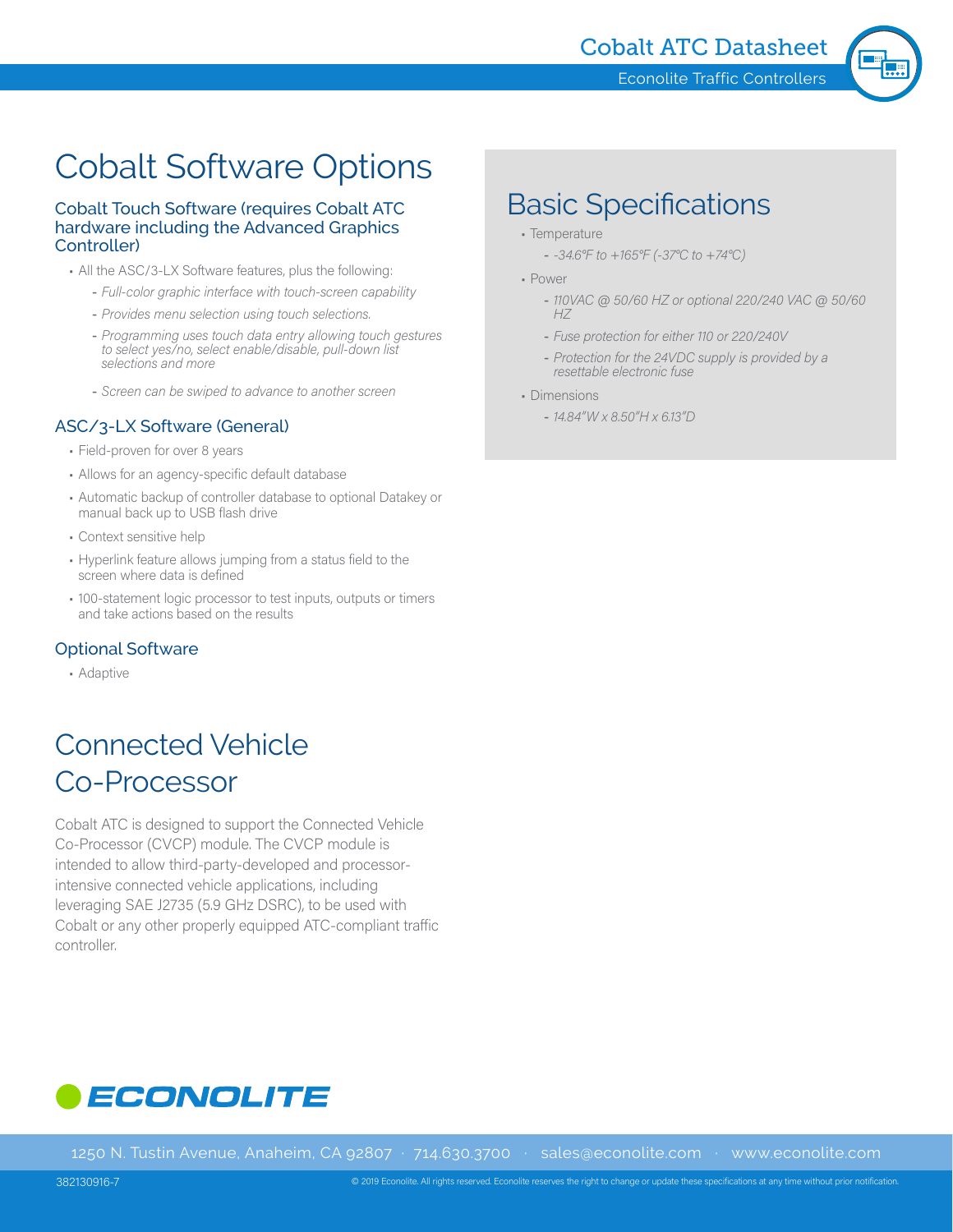# Cobalt Software Options

### Cobalt Touch Software (requires Cobalt ATC hardware including the Advanced Graphics Controller)

- All the ASC/3-LX Software features, plus the following:
  - *Full-color graphic interface with touch-screen capability*
  - *Provides menu selection using touch selections.*
  - *Programming uses touch data entry allowing touch gestures to select yes/no, select enable/disable, pull-down list selections and more*
  - *Screen can be swiped to advance to another screen*

### ASC/3-LX Software (General)

- Field-proven for over 8 years
- Allows for an agency-specific default database
- Automatic backup of controller database to optional Datakey or manual back up to USB flash drive
- Context sensitive help
- Hyperlink feature allows jumping from a status field to the screen where data is defined
- 100-statement logic processor to test inputs, outputs or timers and take actions based on the results

### Optional Software

- Adaptive

# Connected Vehicle Co-Processor

Cobalt ATC is designed to support the Connected Vehicle Co-Processor (CVCP) module. The CVCP module is intended to allow third-party-developed and processor-intensive connected vehicle applications, including leveraging SAE J2735 (5.9 GHz DSRC), to be used with Cobalt or any other properly equipped ATC-compliant traffic controller.

## Basic Specifications

- Temperature
  - *-34.6°F to +165°F (-37°C to +74°C)*
- Power
  - *110VAC @ 50/60 HZ or optional 220/240 VAC @ 50/60 HZ*
  - *Fuse protection for either 110 or 220/240V*
  - *Protection for the 24VDC supply is provided by a resettable electronic fuse*
- Dimensions
  - *14.84"W x 8.50"H x 6.13"D*

ECONOLITE

1250 N. Tustin Avenue, Anaheim, CA 92807 · 714.630.3700 · sales@econolite.com · www.econolite.com

382130916-7

© 2019 Econolite. All rights reserved. Econolite reserves the right to change or update these specifications at any time without prior notification.